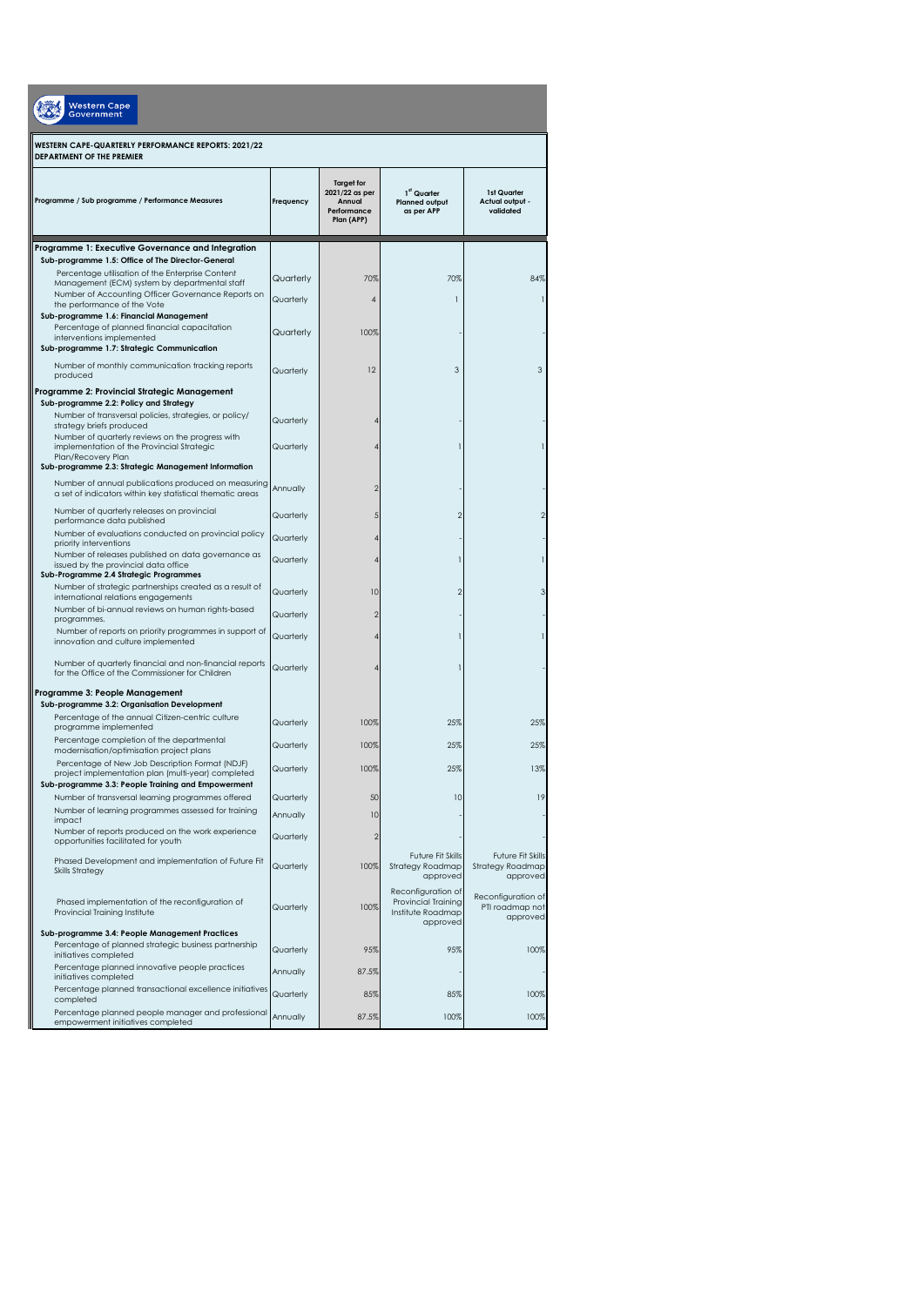Western Cape Government

**WESTERN CAPE-QUARTERLY PERFORMANCE REPORTS: 2021/22**
**DEPARTMENT OF THE PREMIER**

| Programme / Sub programme / Performance Measures | Frequency | Target for 2021/22 as per Annual Performance Plan (APP) | 1st Quarter Planned output as per APP | 1st Quarter Actual output - validated |
|---|---|---|---|---|
| **Programme 1: Executive Governance and Integration** | | | | |
| **Sub-programme 1.5: Office of The Director-General** | | | | |
| Percentage utilisation of the Enterprise Content Management (ECM) system by departmental staff | Quarterly | 70% | 70% | 84% |
| Number of Accounting Officer Governance Reports on the performance of the Vote | Quarterly | 4 | 1 | 1 |
| **Sub-programme 1.6: Financial Management** | | | | |
| Percentage of planned financial capacitation interventions implemented | Quarterly | 100% | - | - |
| **Sub-programme 1.7: Strategic Communication** | | | | |
| Number of monthly communication tracking reports produced | Quarterly | 12 | 3 | 3 |
| **Programme 2: Provincial Strategic Management** | | | | |
| **Sub-programme 2.2: Policy and Strategy** | | | | |
| Number of transversal policies, strategies, or policy/ strategy briefs produced | Quarterly | 4 | - | - |
| Number of quarterly reviews on the progress with implementation of the Provincial Strategic Plan/Recovery Plan | Quarterly | 4 | 1 | 1 |
| **Sub-programme 2.3: Strategic Management Information** | | | | |
| Number of annual publications produced on measuring a set of indicators within key statistical thematic areas | Annually | 2 | - | - |
| Number of quarterly releases on provincial performance data published | Quarterly | 5 | 2 | 2 |
| Number of evaluations conducted on provincial policy priority interventions | Quarterly | 4 | - | - |
| Number of releases published on data governance as issued by the provincial data office | Quarterly | 4 | 1 | 1 |
| **Sub-Programme 2.4 Strategic Programmes** | | | | |
| Number of strategic partnerships created as a result of international relations engagements | Quarterly | 10 | 2 | 3 |
| Number of bi-annual reviews on human rights-based programmes. | Quarterly | 2 | - | - |
| Number of reports on priority programmes in support of innovation and culture implemented | Quarterly | 4 | 1 | 1 |
| Number of quarterly financial and non-financial reports for the Office of the Commissioner for Children | Quarterly | 4 | 1 | - |
| **Programme 3: People Management** | | | | |
| **Sub-programme 3.2: Organisation Development** | | | | |
| Percentage of the annual Citizen-centric culture programme implemented | Quarterly | 100% | 25% | 25% |
| Percentage completion of the departmental modernisation/optimisation project plans | Quarterly | 100% | 25% | 25% |
| Percentage of New Job Description Format (NDJF) project implementation plan (multi-year) completed | Quarterly | 100% | 25% | 13% |
| **Sub-programme 3.3: People Training and Empowerment** | | | | |
| Number of transversal learning programmes offered | Quarterly | 50 | 10 | 19 |
| Number of learning programmes assessed for training impact | Annually | 10 | - | - |
| Number of reports produced on the work experience opportunities facilitated for youth | Quarterly | 2 | - | - |
| Phased Development and implementation of Future Fit Skills Strategy | Quarterly | 100% | Future Fit Skills Strategy Roadmap approved | Future Fit Skills Strategy Roadmap approved |
| Phased implementation of the reconfiguration of Provincial Training Institute | Quarterly | 100% | Reconfiguration of Provincial Training Institute Roadmap approved | Reconfiguration of PTI roadmap not approved |
| **Sub-programme 3.4: People Management Practices** | | | | |
| Percentage of planned strategic business partnership initiatives completed | Quarterly | 95% | 95% | 100% |
| Percentage planned innovative people practices initiatives completed | Annually | 87.5% | - | - |
| Percentage planned transactional excellence initiatives completed | Quarterly | 85% | 85% | 100% |
| Percentage planned people manager and professional empowerment initiatives completed | Annually | 87.5% | 100% | 100% |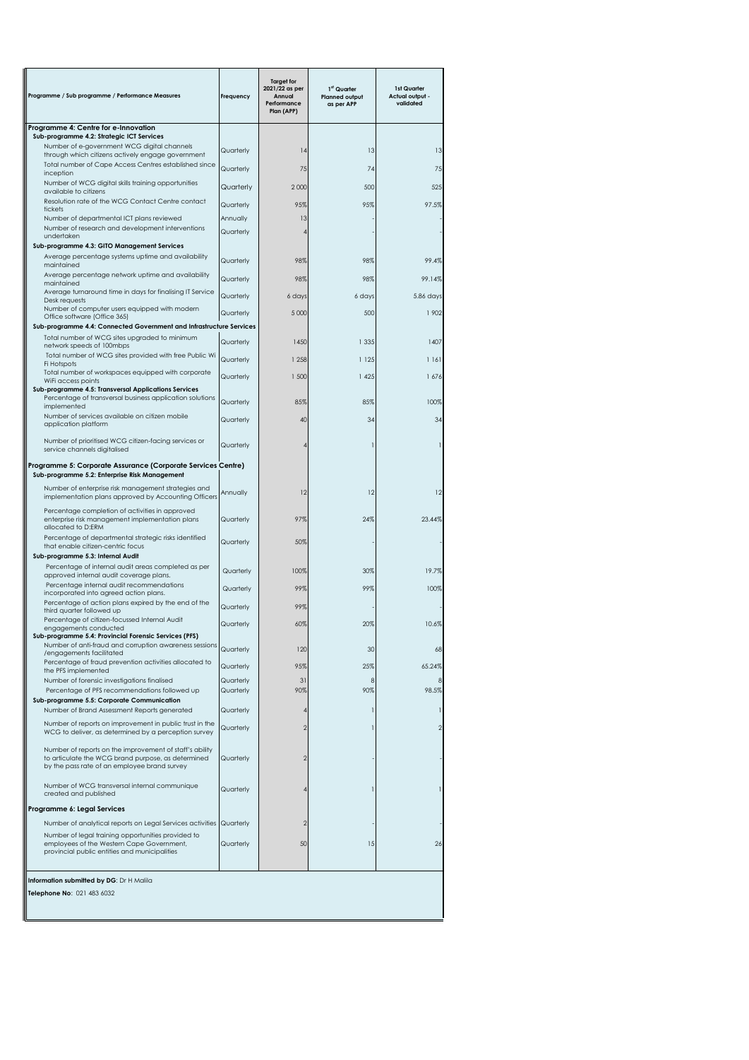| Programme / Sub programme / Performance Measures | Frequency | Target for 2021/22 as per Annual Performance Plan (APP) | 1st Quarter Planned output as per APP | 1st Quarter Actual output - validated |
|---|---|---|---|---|
| **Programme 4: Centre for e-Innovation** | | | | |
| **Sub-programme 4.2: Strategic ICT Services** | | | | |
| Number of e-government WCG digital channels through which citizens actively engage government | Quarterly | 14 | 13 | 13 |
| Total number of Cape Access Centres established since inception | Quarterly | 75 | 74 | 75 |
| Number of WCG digital skills training opportunities available to citizens | Quarterly | 2 000 | 500 | 525 |
| Resolution rate of the WCG Contact Centre contact tickets | Quarterly | 95% | 95% | 97.5% |
| Number of departmental ICT plans reviewed | Annually | 13 | - | - |
| Number of research and development interventions undertaken | Quarterly | 4 | - | - |
| **Sub-programme 4.3: GITO Management Services** | | | | |
| Average percentage systems uptime and availability maintained | Quarterly | 98% | 98% | 99.4% |
| Average percentage network uptime and availability maintained | Quarterly | 98% | 98% | 99.14% |
| Average turnaround time in days for finalising IT Service Desk requests | Quarterly | 6 days | 6 days | 5.86 days |
| Number of computer users equipped with modern Office software (Office 365) | Quarterly | 5 000 | 500 | 1 902 |
| **Sub-programme 4.4: Connected Government and Infrastructure Services** | | | | |
| Total number of WCG sites upgraded to minimum network speeds of 100mbps | Quarterly | 1450 | 1 335 | 1407 |
| Total number of WCG sites provided with free Public Wi Fi Hotspots | Quarterly | 1 258 | 1 125 | 1 161 |
| Total number of workspaces equipped with corporate WiFi access points | Quarterly | 1 500 | 1 425 | 1 676 |
| **Sub-programme 4.5: Transversal Applications Services** | | | | |
| Percentage of transversal business application solutions implemented | Quarterly | 85% | 85% | 100% |
| Number of services available on citizen mobile application platform | Quarterly | 40 | 34 | 34 |
| Number of prioritised WCG citizen-facing services or service channels digitalised | Quarterly | 4 | 1 | 1 |
| **Programme 5: Corporate Assurance (Corporate Services Centre)** | | | | |
| **Sub-programme 5.2: Enterprise Risk Management** | | | | |
| Number of enterprise risk management strategies and implementation plans approved by Accounting Officers | Annually | 12 | 12 | 12 |
| Percentage completion of activities in approved enterprise risk management implementation plans allocated to D:ERM | Quarterly | 97% | 24% | 23.44% |
| Percentage of departmental strategic risks identified that enable citizen-centric focus | Quarterly | 50% | - | - |
| **Sub-programme 5.3: Internal Audit** | | | | |
| Percentage of internal audit areas completed as per approved internal audit coverage plans. | Quarterly | 100% | 30% | 19.7% |
| Percentage internal audit recommendations incorporated into agreed action plans. | Quarterly | 99% | 99% | 100% |
| Percentage of action plans expired by the end of the third quarter followed up | Quarterly | 99% | - | - |
| Percentage of citizen-focussed Internal Audit engagements conducted | Quarterly | 60% | 20% | 10.6% |
| **Sub-programme 5.4: Provincial Forensic Services (PFS)** | | | | |
| Number of anti-fraud and corruption awareness sessions /engagements facilitated | Quarterly | 120 | 30 | 68 |
| Percentage of fraud prevention activities allocated to the PFS implemented | Quarterly | 95% | 25% | 65.24% |
| Number of forensic investigations finalised | Quarterly | 31 | 8 | 8 |
| Percentage of PFS recommendations followed up | Quarterly | 90% | 90% | 98.5% |
| **Sub-programme 5.5: Corporate Communication** | | | | |
| Number of Brand Assessment Reports generated | Quarterly | 4 | 1 | 1 |
| Number of reports on improvement in public trust in the WCG to deliver, as determined by a perception survey | Quarterly | 2 | 1 | 2 |
| Number of reports on the improvement of staff's ability to articulate the WCG brand purpose, as determined by the pass rate of an employee brand survey | Quarterly | 2 | - | - |
| Number of WCG transversal internal communique created and published | Quarterly | 4 | 1 | 1 |
| **Programme 6: Legal Services** | | | | |
| Number of analytical reports on Legal Services activities | Quarterly | 2 | - | - |
| Number of legal training opportunities provided to employees of the Western Cape Government, provincial public entities and municipalities | Quarterly | 50 | 15 | 26 |

**Information submitted by DG**: Dr H Malila

**Telephone No**: 021 483 6032